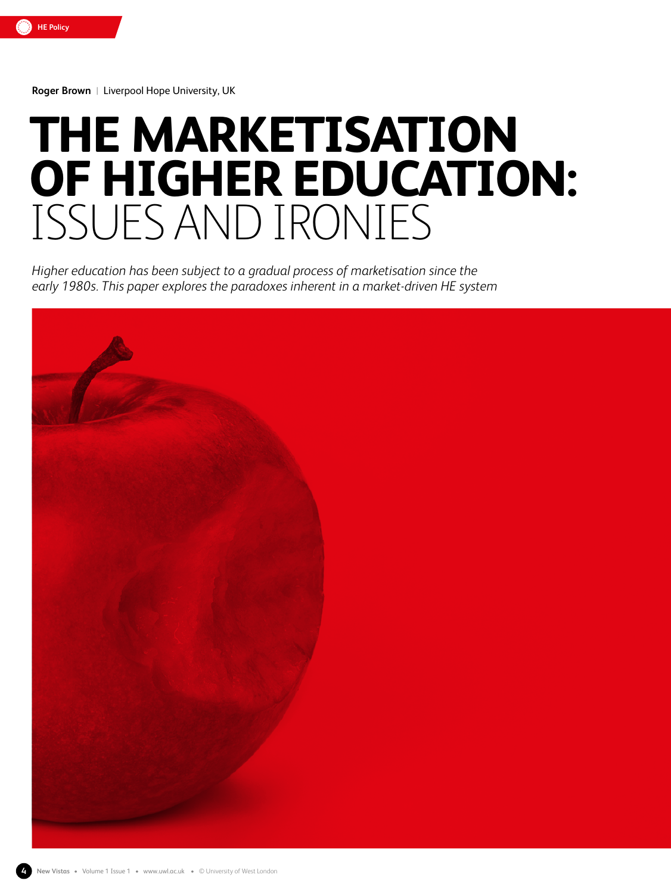HE Policy

**Roger Brown** | Liverpool Hope University, UK

# THE MARKETISATION OF HIGHER EDUCATION: ISSUES AND IRONIES

*Higher education has been subject to a gradual process of marketisation since the early 1980s. This paper explores the paradoxes inherent in a market-driven HE system*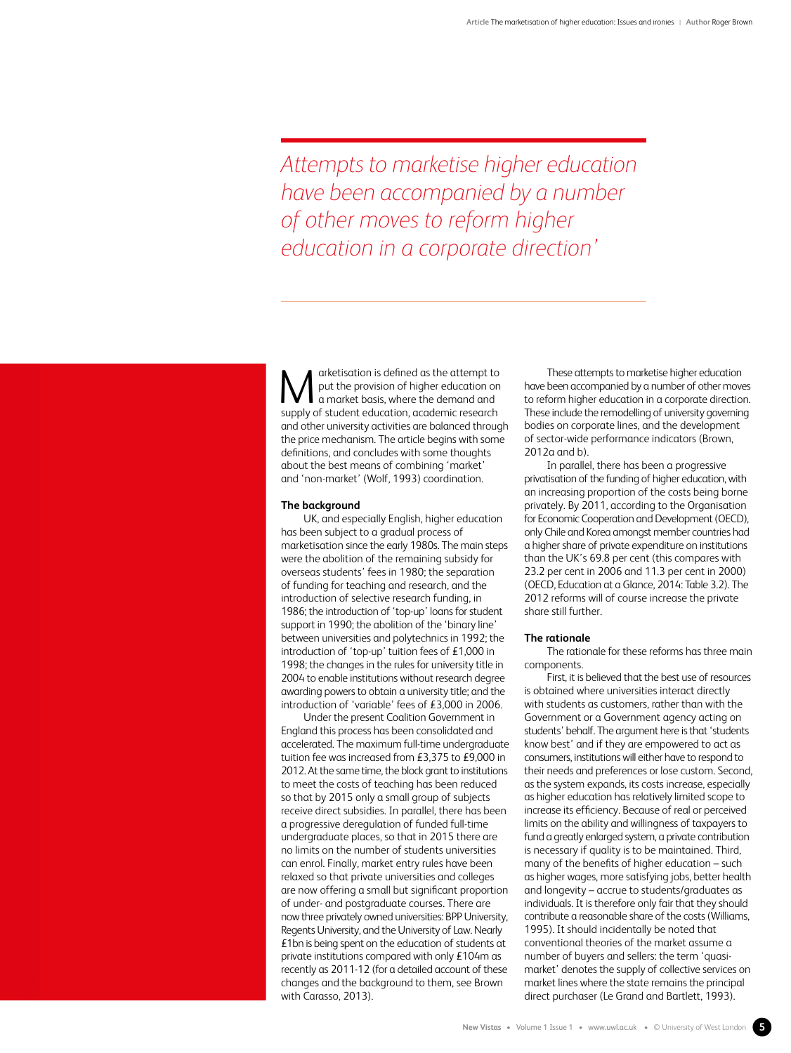*Attempts to marketise higher education have been accompanied by a number of other moves to reform higher education in a corporate direction'*

Marketisation is defined as the attempt to put the provision of higher education on a market basis, where the demand and supply of student education, academic research and other university activities are balanced through the price mechanism. The article begins with some definitions, and concludes with some thoughts about the best means of combining 'market' and 'non-market' (Wolf, 1993) coordination.

**The background**

UK, and especially English, higher education has been subject to a gradual process of marketisation since the early 1980s. The main steps were the abolition of the remaining subsidy for overseas students' fees in 1980; the separation of funding for teaching and research, and the introduction of selective research funding, in 1986; the introduction of 'top-up' loans for student support in 1990; the abolition of the 'binary line' between universities and polytechnics in 1992; the introduction of 'top-up' tuition fees of £1,000 in 1998; the changes in the rules for university title in 2004 to enable institutions without research degree awarding powers to obtain a university title; and the introduction of 'variable' fees of £3,000 in 2006.

Under the present Coalition Government in England this process has been consolidated and accelerated. The maximum full-time undergraduate tuition fee was increased from £3,375 to £9,000 in 2012. At the same time, the block grant to institutions to meet the costs of teaching has been reduced so that by 2015 only a small group of subjects receive direct subsidies. In parallel, there has been a progressive deregulation of funded full-time undergraduate places, so that in 2015 there are no limits on the number of students universities can enrol. Finally, market entry rules have been relaxed so that private universities and colleges are now offering a small but significant proportion of under- and postgraduate courses. There are now three privately owned universities: BPP University, Regents University, and the University of Law. Nearly £1bn is being spent on the education of students at private institutions compared with only £104m as recently as 2011-12 (for a detailed account of these changes and the background to them, see Brown with Carasso, 2013).

These attempts to marketise higher education have been accompanied by a number of other moves to reform higher education in a corporate direction. These include the remodelling of university governing bodies on corporate lines, and the development of sector-wide performance indicators (Brown, 2012a and b).

In parallel, there has been a progressive privatisation of the funding of higher education, with an increasing proportion of the costs being borne privately. By 2011, according to the Organisation for Economic Cooperation and Development (OECD), only Chile and Korea amongst member countries had a higher share of private expenditure on institutions than the UK's 69.8 per cent (this compares with 23.2 per cent in 2006 and 11.3 per cent in 2000) (OECD, Education at a Glance, 2014: Table 3.2). The 2012 reforms will of course increase the private share still further.

**The rationale**

The rationale for these reforms has three main components.

First, it is believed that the best use of resources is obtained where universities interact directly with students as customers, rather than with the Government or a Government agency acting on students' behalf. The argument here is that 'students know best' and if they are empowered to act as consumers, institutions will either have to respond to their needs and preferences or lose custom. Second, as the system expands, its costs increase, especially as higher education has relatively limited scope to increase its efficiency. Because of real or perceived limits on the ability and willingness of taxpayers to fund a greatly enlarged system, a private contribution is necessary if quality is to be maintained. Third, many of the benefits of higher education – such as higher wages, more satisfying jobs, better health and longevity – accrue to students/graduates as individuals. It is therefore only fair that they should contribute a reasonable share of the costs (Williams, 1995). It should incidentally be noted that conventional theories of the market assume a number of buyers and sellers: the term 'quasi-market' denotes the supply of collective services on market lines where the state remains the principal direct purchaser (Le Grand and Bartlett, 1993).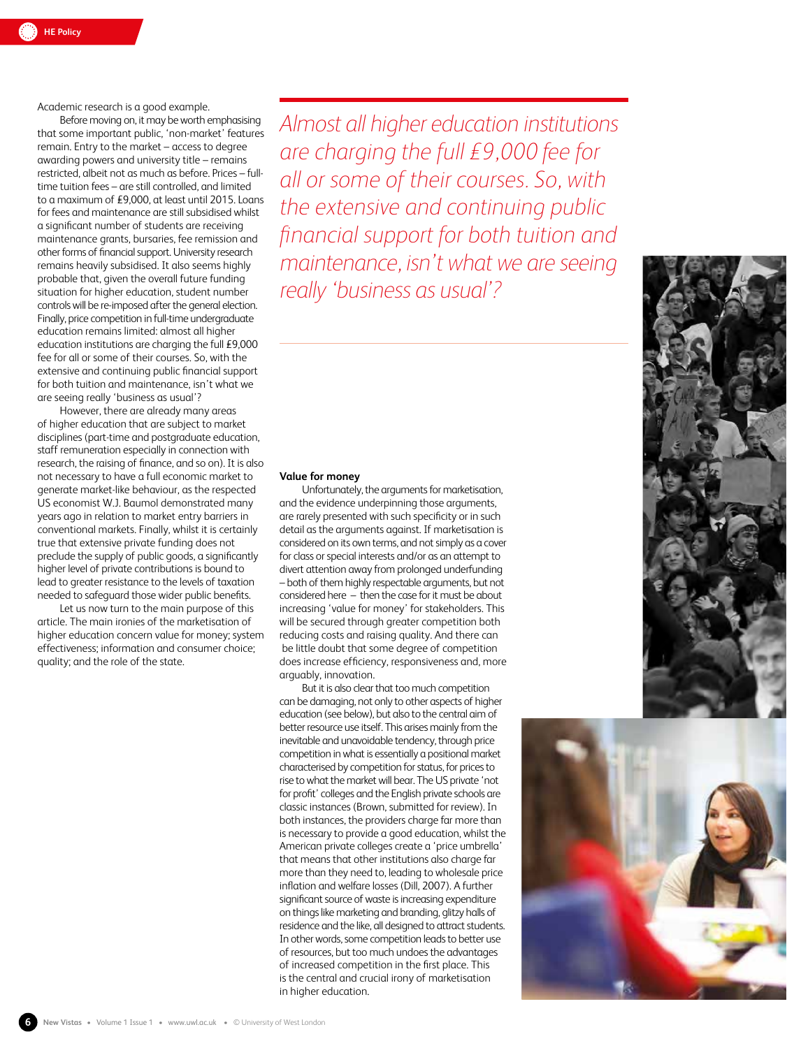Academic research is a good example.

Before moving on, it may be worth emphasising that some important public, 'non-market' features remain. Entry to the market – access to degree awarding powers and university title – remains restricted, albeit not as much as before. Prices – full-time tuition fees – are still controlled, and limited to a maximum of £9,000, at least until 2015. Loans for fees and maintenance are still subsidised whilst a significant number of students are receiving maintenance grants, bursaries, fee remission and other forms of financial support. University research remains heavily subsidised. It also seems highly probable that, given the overall future funding situation for higher education, student number controls will be re-imposed after the general election. Finally, price competition in full-time undergraduate education remains limited: almost all higher education institutions are charging the full £9,000 fee for all or some of their courses. So, with the extensive and continuing public financial support for both tuition and maintenance, isn't what we are seeing really 'business as usual'?

However, there are already many areas of higher education that are subject to market disciplines (part-time and postgraduate education, staff remuneration especially in connection with research, the raising of finance, and so on). It is also not necessary to have a full economic market to generate market-like behaviour, as the respected US economist W.J. Baumol demonstrated many years ago in relation to market entry barriers in conventional markets. Finally, whilst it is certainly true that extensive private funding does not preclude the supply of public goods, a significantly higher level of private contributions is bound to lead to greater resistance to the levels of taxation needed to safeguard those wider public benefits.

Let us now turn to the main purpose of this article. The main ironies of the marketisation of higher education concern value for money; system effectiveness; information and consumer choice; quality; and the role of the state.

*Almost all higher education institutions are charging the full £9,000 fee for all or some of their courses. So, with the extensive and continuing public financial support for both tuition and maintenance, isn't what we are seeing really 'business as usual'?*

**Value for money**

Unfortunately, the arguments for marketisation, and the evidence underpinning those arguments, are rarely presented with such specificity or in such detail as the arguments against. If marketisation is considered on its own terms, and not simply as a cover for class or special interests and/or as an attempt to divert attention away from prolonged underfunding – both of them highly respectable arguments, but not considered here – then the case for it must be about increasing 'value for money' for stakeholders. This will be secured through greater competition both reducing costs and raising quality. And there can be little doubt that some degree of competition does increase efficiency, responsiveness and, more arguably, innovation.

But it is also clear that too much competition can be damaging, not only to other aspects of higher education (see below), but also to the central aim of better resource use itself. This arises mainly from the inevitable and unavoidable tendency, through price competition in what is essentially a positional market characterised by competition for status, for prices to rise to what the market will bear. The US private 'not for profit' colleges and the English private schools are classic instances (Brown, submitted for review). In both instances, the providers charge far more than is necessary to provide a good education, whilst the American private colleges create a 'price umbrella' that means that other institutions also charge far more than they need to, leading to wholesale price inflation and welfare losses (Dill, 2007). A further significant source of waste is increasing expenditure on things like marketing and branding, glitzy halls of residence and the like, all designed to attract students. In other words, some competition leads to better use of resources, but too much undoes the advantages of increased competition in the first place. This is the central and crucial irony of marketisation in higher education.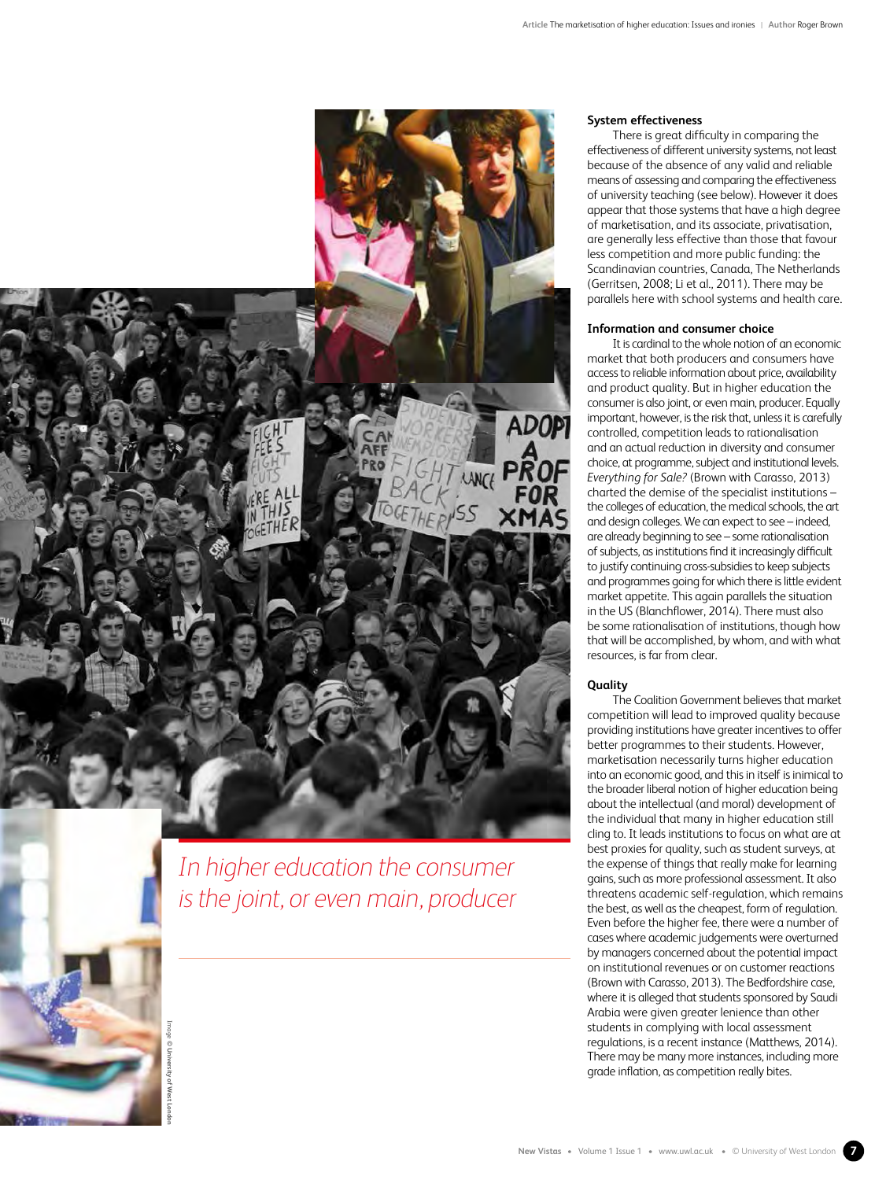## System effectiveness

There is great difficulty in comparing the effectiveness of different university systems, not least because of the absence of any valid and reliable means of assessing and comparing the effectiveness of university teaching (see below). However it does appear that those systems that have a high degree of marketisation, and its associate, privatisation, are generally less effective than those that favour less competition and more public funding: the Scandinavian countries, Canada, The Netherlands (Gerritsen, 2008; Li et al., 2011). There may be parallels here with school systems and health care.

## Information and consumer choice

It is cardinal to the whole notion of an economic market that both producers and consumers have access to reliable information about price, availability and product quality. But in higher education the consumer is also joint, or even main, producer. Equally important, however, is the risk that, unless it is carefully controlled, competition leads to rationalisation and an actual reduction in diversity and consumer choice, at programme, subject and institutional levels. *Everything for Sale?* (Brown with Carasso, 2013) charted the demise of the specialist institutions – the colleges of education, the medical schools, the art and design colleges. We can expect to see – indeed, are already beginning to see – some rationalisation of subjects, as institutions find it increasingly difficult to justify continuing cross-subsidies to keep subjects and programmes going for which there is little evident market appetite. This again parallels the situation in the US (Blanchflower, 2014). There must also be some rationalisation of institutions, though how that will be accomplished, by whom, and with what resources, is far from clear.

*In higher education the consumer is the joint, or even main, producer*

## Quality

The Coalition Government believes that market competition will lead to improved quality because providing institutions have greater incentives to offer better programmes to their students. However, marketisation necessarily turns higher education into an economic good, and this in itself is inimical to the broader liberal notion of higher education being about the intellectual (and moral) development of the individual that many in higher education still cling to. It leads institutions to focus on what are at best proxies for quality, such as student surveys, at the expense of things that really make for learning gains, such as more professional assessment. It also threatens academic self-regulation, which remains the best, as well as the cheapest, form of regulation. Even before the higher fee, there were a number of cases where academic judgements were overturned by managers concerned about the potential impact on institutional revenues or on customer reactions (Brown with Carasso, 2013). The Bedfordshire case, where it is alleged that students sponsored by Saudi Arabia were given greater lenience than other students in complying with local assessment regulations, is a recent instance (Matthews, 2014). There may be many more instances, including more grade inflation, as competition really bites.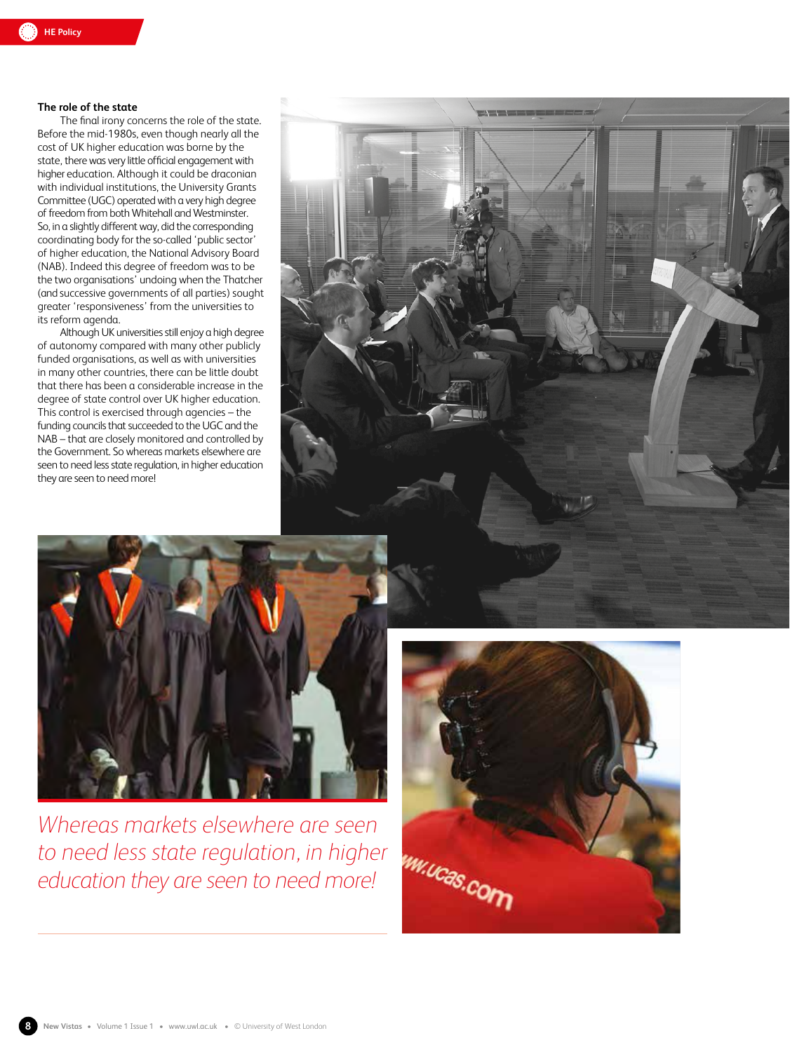### The role of the state

The final irony concerns the role of the state. Before the mid-1980s, even though nearly all the cost of UK higher education was borne by the state, there was very little official engagement with higher education. Although it could be draconian with individual institutions, the University Grants Committee (UGC) operated with a very high degree of freedom from both Whitehall and Westminster. So, in a slightly different way, did the corresponding coordinating body for the so-called 'public sector' of higher education, the National Advisory Board (NAB). Indeed this degree of freedom was to be the two organisations' undoing when the Thatcher (and successive governments of all parties) sought greater 'responsiveness' from the universities to its reform agenda.

Although UK universities still enjoy a high degree of autonomy compared with many other publicly funded organisations, as well as with universities in many other countries, there can be little doubt that there has been a considerable increase in the degree of state control over UK higher education. This control is exercised through agencies – the funding councils that succeeded to the UGC and the NAB – that are closely monitored and controlled by the Government. So whereas markets elsewhere are seen to need less state regulation, in higher education they are seen to need more!

*Whereas markets elsewhere are seen to need less state regulation, in higher education they are seen to need more!*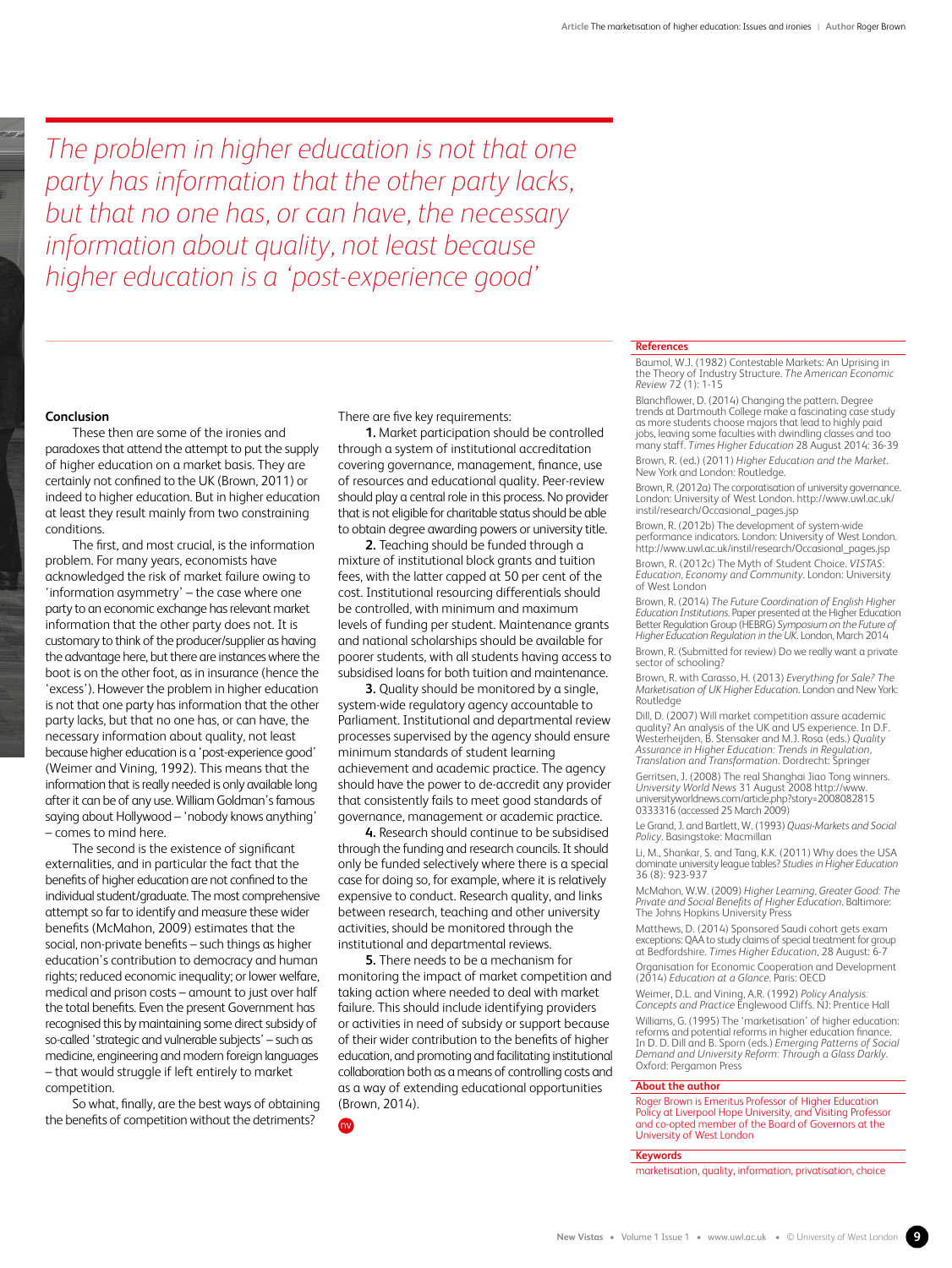*The problem in higher education is not that one party has information that the other party lacks, but that no one has, or can have, the necessary information about quality, not least because higher education is a 'post-experience good'*

## Conclusion

These then are some of the ironies and paradoxes that attend the attempt to put the supply of higher education on a market basis. They are certainly not confined to the UK (Brown, 2011) or indeed to higher education. But in higher education at least they result mainly from two constraining conditions.

The first, and most crucial, is the information problem. For many years, economists have acknowledged the risk of market failure owing to 'information asymmetry' – the case where one party to an economic exchange has relevant market information that the other party does not. It is customary to think of the producer/supplier as having the advantage here, but there are instances where the boot is on the other foot, as in insurance (hence the 'excess'). However the problem in higher education is not that one party has information that the other party lacks, but that no one has, or can have, the necessary information about quality, not least because higher education is a 'post-experience good' (Weimer and Vining, 1992). This means that the information that is really needed is only available long after it can be of any use. William Goldman's famous saying about Hollywood – 'nobody knows anything' – comes to mind here.

The second is the existence of significant externalities, and in particular the fact that the benefits of higher education are not confined to the individual student/graduate. The most comprehensive attempt so far to identify and measure these wider benefits (McMahon, 2009) estimates that the social, non-private benefits – such things as higher education's contribution to democracy and human rights; reduced economic inequality; or lower welfare, medical and prison costs – amount to just over half the total benefits. Even the present Government has recognised this by maintaining some direct subsidy of so-called 'strategic and vulnerable subjects' – such as medicine, engineering and modern foreign languages – that would struggle if left entirely to market competition.

So what, finally, are the best ways of obtaining the benefits of competition without the detriments?

There are five key requirements:

**1.** Market participation should be controlled through a system of institutional accreditation covering governance, management, finance, use of resources and educational quality. Peer-review should play a central role in this process. No provider that is not eligible for charitable status should be able to obtain degree awarding powers or university title.

**2.** Teaching should be funded through a mixture of institutional block grants and tuition fees, with the latter capped at 50 per cent of the cost. Institutional resourcing differentials should be controlled, with minimum and maximum levels of funding per student. Maintenance grants and national scholarships should be available for poorer students, with all students having access to subsidised loans for both tuition and maintenance.

**3.** Quality should be monitored by a single, system-wide regulatory agency accountable to Parliament. Institutional and departmental review processes supervised by the agency should ensure minimum standards of student learning achievement and academic practice. The agency should have the power to de-accredit any provider that consistently fails to meet good standards of governance, management or academic practice.

**4.** Research should continue to be subsidised through the funding and research councils. It should only be funded selectively where there is a special case for doing so, for example, where it is relatively expensive to conduct. Research quality, and links between research, teaching and other university activities, should be monitored through the institutional and departmental reviews.

**5.** There needs to be a mechanism for monitoring the impact of market competition and taking action where needed to deal with market failure. This should include identifying providers or activities in need of subsidy or support because of their wider contribution to the benefits of higher education, and promoting and facilitating institutional collaboration both as a means of controlling costs and as a way of extending educational opportunities (Brown, 2014).

## References

Baumol, W.J. (1982) Contestable Markets: An Uprising in the Theory of Industry Structure. *The American Economic Review* 72 (1): 1-15

Blanchflower, D. (2014) Changing the pattern. Degree trends at Dartmouth College make a fascinating case study as more students choose majors that lead to highly paid jobs, leaving some faculties with dwindling classes and too many staff. *Times Higher Education* 28 August 2014: 36-39

Brown, R. (ed.) (2011) *Higher Education and the Market*. New York and London: Routledge.

Brown, R. (2012a) The corporatisation of university governance. London: University of West London. http://www.uwl.ac.uk/instil/research/Occasional_pages.jsp

Brown, R. (2012b) The development of system-wide performance indicators. London: University of West London. http://www.uwl.ac.uk/instil/research/Occasional_pages.jsp

Brown, R. (2012c) The Myth of Student Choice. *VISTAS: Education, Economy and Community*. London: University of West London

Brown, R. (2014) *The Future Coordination of English Higher Education Institutions*. Paper presented at the Higher Education Better Regulation Group (HEBRG) *Symposium on the Future of Higher Education Regulation in the UK*. London, March 2014

Brown, R. (Submitted for review) Do we really want a private sector of schooling?

Brown, R. with Carasso, H. (2013) *Everything for Sale? The Marketisation of UK Higher Education*. London and New York: Routledge

Dill, D. (2007) Will market competition assure academic quality? An analysis of the UK and US experience. In D.F. Westerheijden, B. Stensaker and M.J. Rosa (eds.) *Quality Assurance in Higher Education: Trends in Regulation, Translation and Transformation*. Dordrecht: Springer

Gerritsen, J. (2008) The real Shanghai Jiao Tong winners. *University World News* 31 August 2008 http://www.universityworldnews.com/article.php?story=20080828150333316 (accessed 25 March 2009)

Le Grand, J. and Bartlett, W. (1993) *Quasi-Markets and Social Policy*. Basingstoke: Macmillan

Li, M., Shankar, S. and Tang, K.K. (2011) Why does the USA dominate university league tables? *Studies in Higher Education* 36 (8): 923-937

McMahon, W.W. (2009) *Higher Learning, Greater Good: The Private and Social Benefits of Higher Education*. Baltimore: The Johns Hopkins University Press

Matthews, D. (2014) Sponsored Saudi cohort gets exam exceptions: QAA to study claims of special treatment for group at Bedfordshire. *Times Higher Education*, 28 August: 6-7

Organisation for Economic Cooperation and Development (2014) *Education at a Glance*. Paris: OECD

Weimer, D.L. and Vining, A.R. (1992) *Policy Analysis: Concepts and Practice* Englewood Cliffs. NJ: Prentice Hall

Williams, G. (1995) The 'marketisation' of higher education: reforms and potential reforms in higher education finance. In D. D. Dill and B. Sporn (eds.) *Emerging Patterns of Social Demand and University Reform: Through a Glass Darkly*. Oxford: Pergamon Press

## About the author

Roger Brown is Emeritus Professor of Higher Education Policy at Liverpool Hope University, and Visiting Professor and co-opted member of the Board of Governors at the University of West London

## Keywords

marketisation, quality, information, privatisation, choice